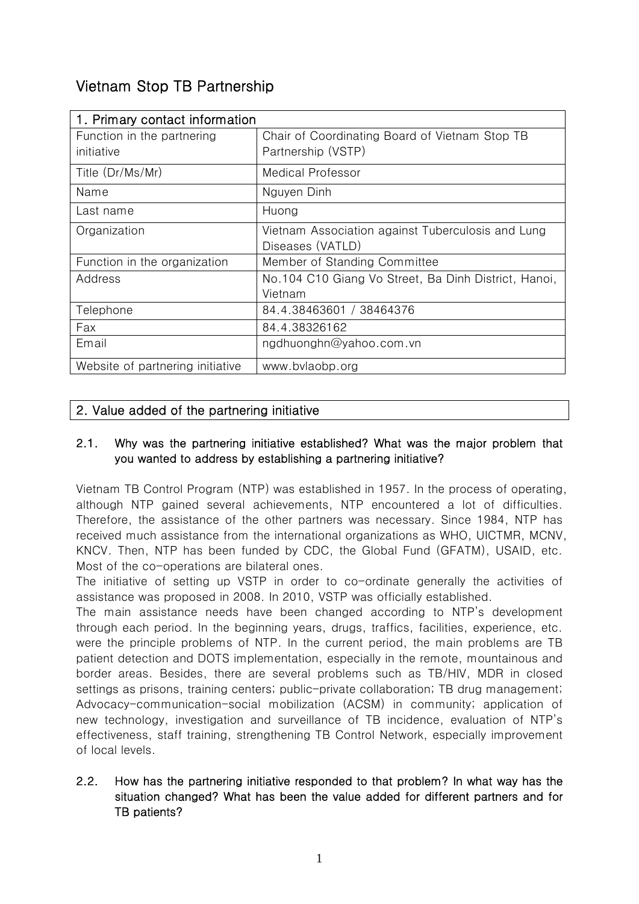# Vietnam Stop TB Partnership

| 1. Primary contact information | |
|---|---|
| Function in the partnering initiative | Chair of Coordinating Board of Vietnam Stop TB Partnership (VSTP) |
| Title (Dr/Ms/Mr) | Medical Professor |
| Name | Nguyen Dinh |
| Last name | Huong |
| Organization | Vietnam Association against Tuberculosis and Lung Diseases (VATLD) |
| Function in the organization | Member of Standing Committee |
| Address | No.104 C10 Giang Vo Street, Ba Dinh District, Hanoi, Vietnam |
| Telephone | 84.4.38463601 / 38464376 |
| Fax | 84.4.38326162 |
| Email | ngdhuonghn@yahoo.com.vn |
| Website of partnering initiative | www.bvlaobp.org |

## 2. Value added of the partnering initiative

### 2.1. Why was the partnering initiative established? What was the major problem that you wanted to address by establishing a partnering initiative?

Vietnam TB Control Program (NTP) was established in 1957. In the process of operating, although NTP gained several achievements, NTP encountered a lot of difficulties. Therefore, the assistance of the other partners was necessary. Since 1984, NTP has received much assistance from the international organizations as WHO, UICTMR, MCNV, KNCV. Then, NTP has been funded by CDC, the Global Fund (GFATM), USAID, etc. Most of the co-operations are bilateral ones.

The initiative of setting up VSTP in order to co-ordinate generally the activities of assistance was proposed in 2008. In 2010, VSTP was officially established.

The main assistance needs have been changed according to NTP's development through each period. In the beginning years, drugs, traffics, facilities, experience, etc. were the principle problems of NTP. In the current period, the main problems are TB patient detection and DOTS implementation, especially in the remote, mountainous and border areas. Besides, there are several problems such as TB/HIV, MDR in closed settings as prisons, training centers; public-private collaboration; TB drug management; Advocacy-communication-social mobilization (ACSM) in community; application of new technology, investigation and surveillance of TB incidence, evaluation of NTP's effectiveness, staff training, strengthening TB Control Network, especially improvement of local levels.

### 2.2. How has the partnering initiative responded to that problem? In what way has the situation changed? What has been the value added for different partners and for TB patients?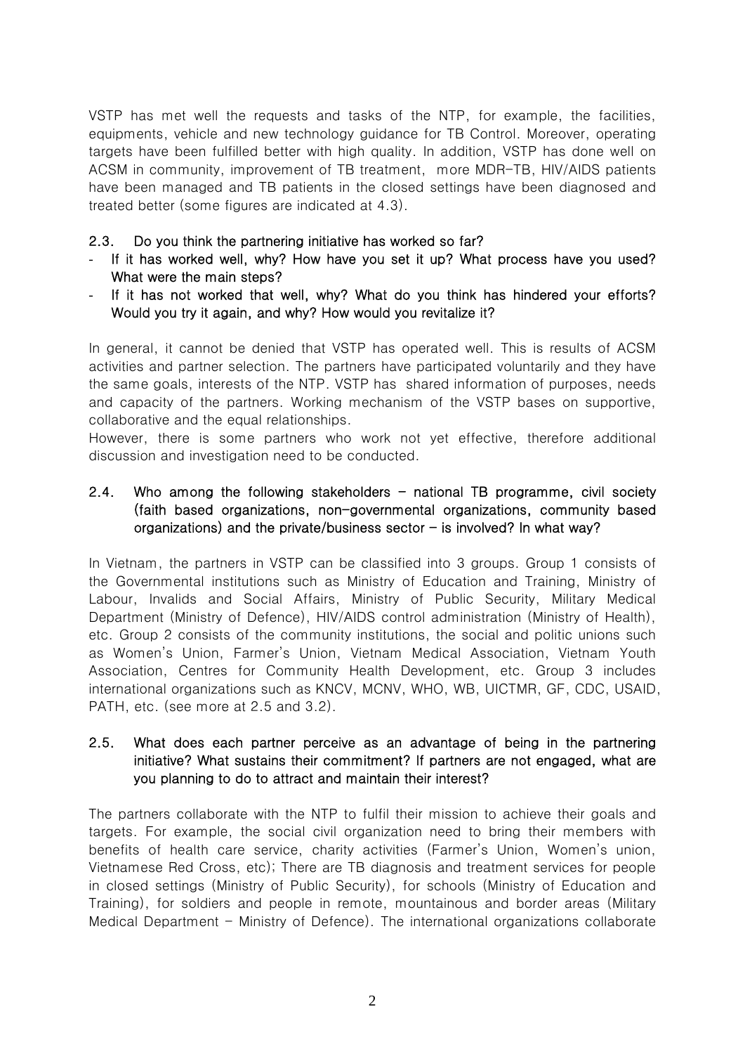VSTP has met well the requests and tasks of the NTP, for example, the facilities, equipments, vehicle and new technology guidance for TB Control. Moreover, operating targets have been fulfilled better with high quality. In addition, VSTP has done well on ACSM in community, improvement of TB treatment, more MDR-TB, HIV/AIDS patients have been managed and TB patients in the closed settings have been diagnosed and treated better (some figures are indicated at 4.3).

### 2.3. Do you think the partnering initiative has worked so far?

- **If it has worked well, why? How have you set it up? What process have you used? What were the main steps?**
- **If it has not worked that well, why? What do you think has hindered your efforts? Would you try it again, and why? How would you revitalize it?**

In general, it cannot be denied that VSTP has operated well. This is results of ACSM activities and partner selection. The partners have participated voluntarily and they have the same goals, interests of the NTP. VSTP has shared information of purposes, needs and capacity of the partners. Working mechanism of the VSTP bases on supportive, collaborative and the equal relationships.

However, there is some partners who work not yet effective, therefore additional discussion and investigation need to be conducted.

### 2.4. Who among the following stakeholders – national TB programme, civil society (faith based organizations, non-governmental organizations, community based organizations) and the private/business sector – is involved? In what way?

In Vietnam, the partners in VSTP can be classified into 3 groups. Group 1 consists of the Governmental institutions such as Ministry of Education and Training, Ministry of Labour, Invalids and Social Affairs, Ministry of Public Security, Military Medical Department (Ministry of Defence), HIV/AIDS control administration (Ministry of Health), etc. Group 2 consists of the community institutions, the social and politic unions such as Women's Union, Farmer's Union, Vietnam Medical Association, Vietnam Youth Association, Centres for Community Health Development, etc. Group 3 includes international organizations such as KNCV, MCNV, WHO, WB, UICTMR, GF, CDC, USAID, PATH, etc. (see more at 2.5 and 3.2).

### 2.5. What does each partner perceive as an advantage of being in the partnering initiative? What sustains their commitment? If partners are not engaged, what are you planning to do to attract and maintain their interest?

The partners collaborate with the NTP to fulfil their mission to achieve their goals and targets. For example, the social civil organization need to bring their members with benefits of health care service, charity activities (Farmer's Union, Women's union, Vietnamese Red Cross, etc); There are TB diagnosis and treatment services for people in closed settings (Ministry of Public Security), for schools (Ministry of Education and Training), for soldiers and people in remote, mountainous and border areas (Military Medical Department – Ministry of Defence). The international organizations collaborate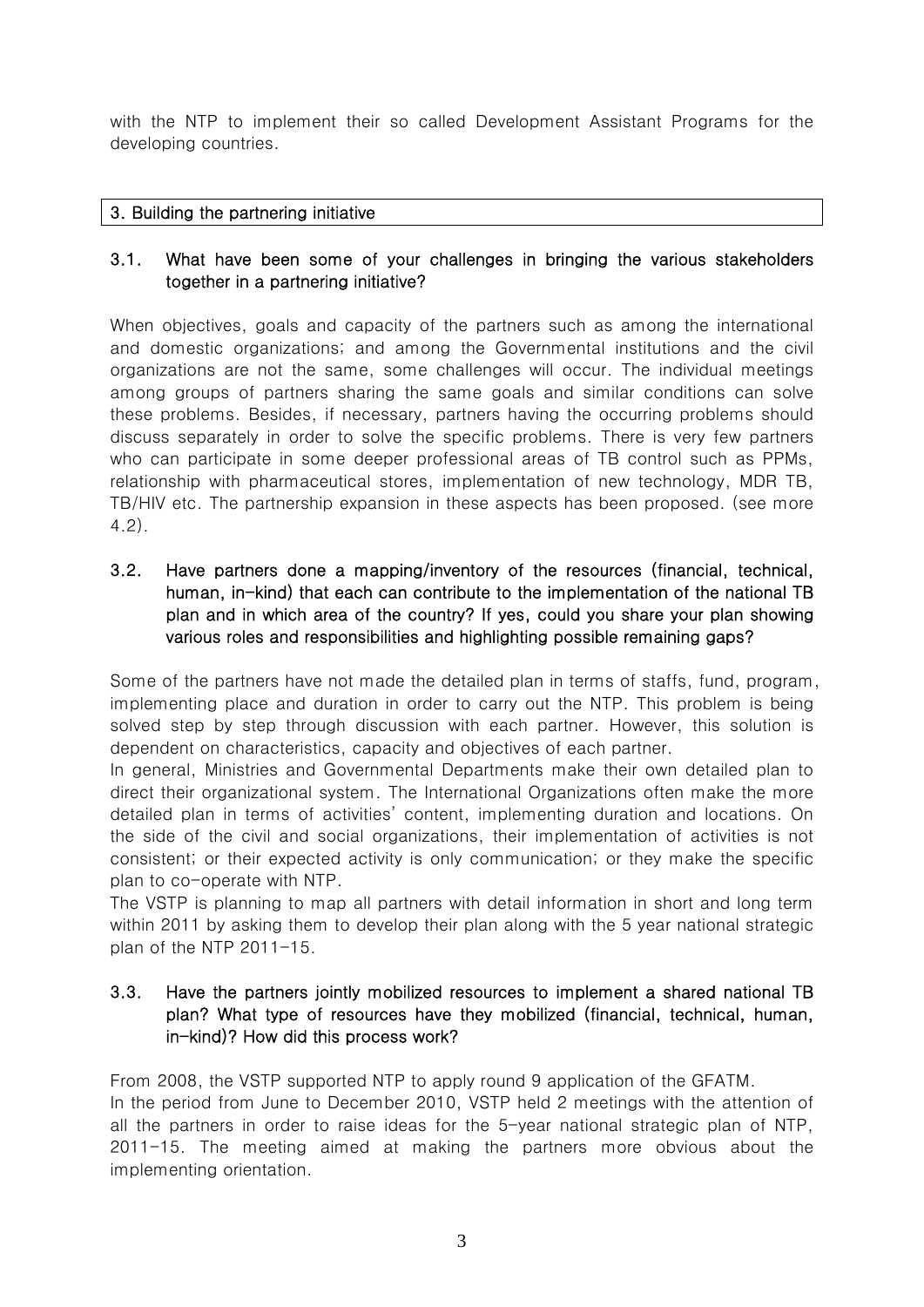with the NTP to implement their so called Development Assistant Programs for the developing countries.

## 3. Building the partnering initiative

### 3.1. What have been some of your challenges in bringing the various stakeholders together in a partnering initiative?

When objectives, goals and capacity of the partners such as among the international and domestic organizations; and among the Governmental institutions and the civil organizations are not the same, some challenges will occur. The individual meetings among groups of partners sharing the same goals and similar conditions can solve these problems. Besides, if necessary, partners having the occurring problems should discuss separately in order to solve the specific problems. There is very few partners who can participate in some deeper professional areas of TB control such as PPMs, relationship with pharmaceutical stores, implementation of new technology, MDR TB, TB/HIV etc. The partnership expansion in these aspects has been proposed. (see more 4.2).

### 3.2. Have partners done a mapping/inventory of the resources (financial, technical, human, in-kind) that each can contribute to the implementation of the national TB plan and in which area of the country? If yes, could you share your plan showing various roles and responsibilities and highlighting possible remaining gaps?

Some of the partners have not made the detailed plan in terms of staffs, fund, program, implementing place and duration in order to carry out the NTP. This problem is being solved step by step through discussion with each partner. However, this solution is dependent on characteristics, capacity and objectives of each partner.

In general, Ministries and Governmental Departments make their own detailed plan to direct their organizational system. The International Organizations often make the more detailed plan in terms of activities' content, implementing duration and locations. On the side of the civil and social organizations, their implementation of activities is not consistent; or their expected activity is only communication; or they make the specific plan to co-operate with NTP.

The VSTP is planning to map all partners with detail information in short and long term within 2011 by asking them to develop their plan along with the 5 year national strategic plan of the NTP 2011-15.

### 3.3. Have the partners jointly mobilized resources to implement a shared national TB plan? What type of resources have they mobilized (financial, technical, human, in-kind)? How did this process work?

From 2008, the VSTP supported NTP to apply round 9 application of the GFATM.

In the period from June to December 2010, VSTP held 2 meetings with the attention of all the partners in order to raise ideas for the 5-year national strategic plan of NTP, 2011-15. The meeting aimed at making the partners more obvious about the implementing orientation.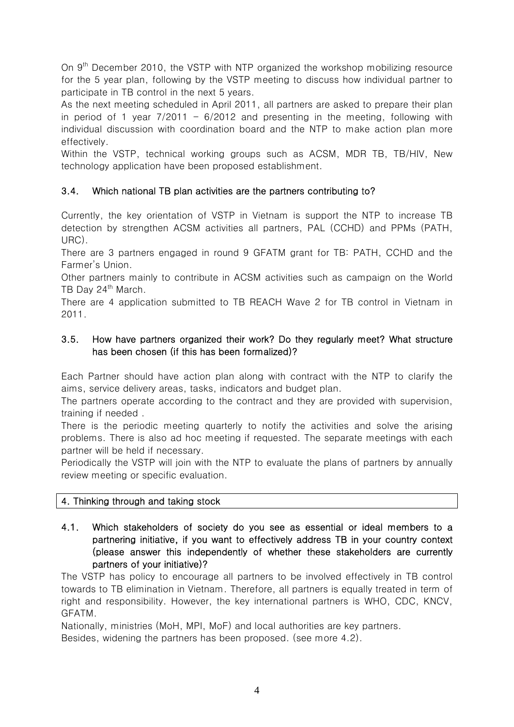On 9th December 2010, the VSTP with NTP organized the workshop mobilizing resource for the 5 year plan, following by the VSTP meeting to discuss how individual partner to participate in TB control in the next 5 years.

As the next meeting scheduled in April 2011, all partners are asked to prepare their plan in period of 1 year 7/2011 – 6/2012 and presenting in the meeting, following with individual discussion with coordination board and the NTP to make action plan more effectively.

Within the VSTP, technical working groups such as ACSM, MDR TB, TB/HIV, New technology application have been proposed establishment.

### 3.4. Which national TB plan activities are the partners contributing to?

Currently, the key orientation of VSTP in Vietnam is support the NTP to increase TB detection by strengthen ACSM activities all partners, PAL (CCHD) and PPMs (PATH, URC).

There are 3 partners engaged in round 9 GFATM grant for TB: PATH, CCHD and the Farmer's Union.

Other partners mainly to contribute in ACSM activities such as campaign on the World TB Day 24th March.

There are 4 application submitted to TB REACH Wave 2 for TB control in Vietnam in 2011.

### 3.5. How have partners organized their work? Do they regularly meet? What structure has been chosen (if this has been formalized)?

Each Partner should have action plan along with contract with the NTP to clarify the aims, service delivery areas, tasks, indicators and budget plan.

The partners operate according to the contract and they are provided with supervision, training if needed .

There is the periodic meeting quarterly to notify the activities and solve the arising problems. There is also ad hoc meeting if requested. The separate meetings with each partner will be held if necessary.

Periodically the VSTP will join with the NTP to evaluate the plans of partners by annually review meeting or specific evaluation.

## 4. Thinking through and taking stock

### 4.1. Which stakeholders of society do you see as essential or ideal members to a partnering initiative, if you want to effectively address TB in your country context (please answer this independently of whether these stakeholders are currently partners of your initiative)?

The VSTP has policy to encourage all partners to be involved effectively in TB control towards to TB elimination in Vietnam. Therefore, all partners is equally treated in term of right and responsibility. However, the key international partners is WHO, CDC, KNCV, GFATM.

Nationally, ministries (MoH, MPI, MoF) and local authorities are key partners.

Besides, widening the partners has been proposed. (see more 4.2).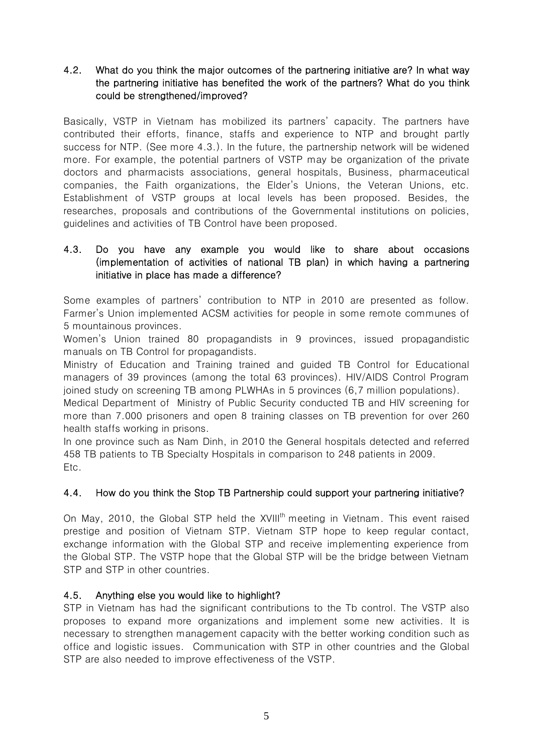### 4.2. What do you think the major outcomes of the partnering initiative are? In what way the partnering initiative has benefited the work of the partners? What do you think could be strengthened/improved?

Basically, VSTP in Vietnam has mobilized its partners' capacity. The partners have contributed their efforts, finance, staffs and experience to NTP and brought partly success for NTP. (See more 4.3.). In the future, the partnership network will be widened more. For example, the potential partners of VSTP may be organization of the private doctors and pharmacists associations, general hospitals, Business, pharmaceutical companies, the Faith organizations, the Elder's Unions, the Veteran Unions, etc. Establishment of VSTP groups at local levels has been proposed. Besides, the researches, proposals and contributions of the Governmental institutions on policies, guidelines and activities of TB Control have been proposed.

### 4.3. Do you have any example you would like to share about occasions (implementation of activities of national TB plan) in which having a partnering initiative in place has made a difference?

Some examples of partners' contribution to NTP in 2010 are presented as follow. Farmer's Union implemented ACSM activities for people in some remote communes of 5 mountainous provinces.

Women's Union trained 80 propagandists in 9 provinces, issued propagandistic manuals on TB Control for propagandists.

Ministry of Education and Training trained and guided TB Control for Educational managers of 39 provinces (among the total 63 provinces). HIV/AIDS Control Program joined study on screening TB among PLWHAs in 5 provinces (6,7 million populations).

Medical Department of Ministry of Public Security conducted TB and HIV screening for more than 7.000 prisoners and open 8 training classes on TB prevention for over 260 health staffs working in prisons.

In one province such as Nam Dinh, in 2010 the General hospitals detected and referred 458 TB patients to TB Specialty Hospitals in comparison to 248 patients in 2009.

Etc.

### 4.4. How do you think the Stop TB Partnership could support your partnering initiative?

On May, 2010, the Global STP held the XVIII$^{th}$ meeting in Vietnam. This event raised prestige and position of Vietnam STP. Vietnam STP hope to keep regular contact, exchange information with the Global STP and receive implementing experience from the Global STP. The VSTP hope that the Global STP will be the bridge between Vietnam STP and STP in other countries.

### 4.5. Anything else you would like to highlight?

STP in Vietnam has had the significant contributions to the Tb control. The VSTP also proposes to expand more organizations and implement some new activities. It is necessary to strengthen management capacity with the better working condition such as office and logistic issues. Communication with STP in other countries and the Global STP are also needed to improve effectiveness of the VSTP.